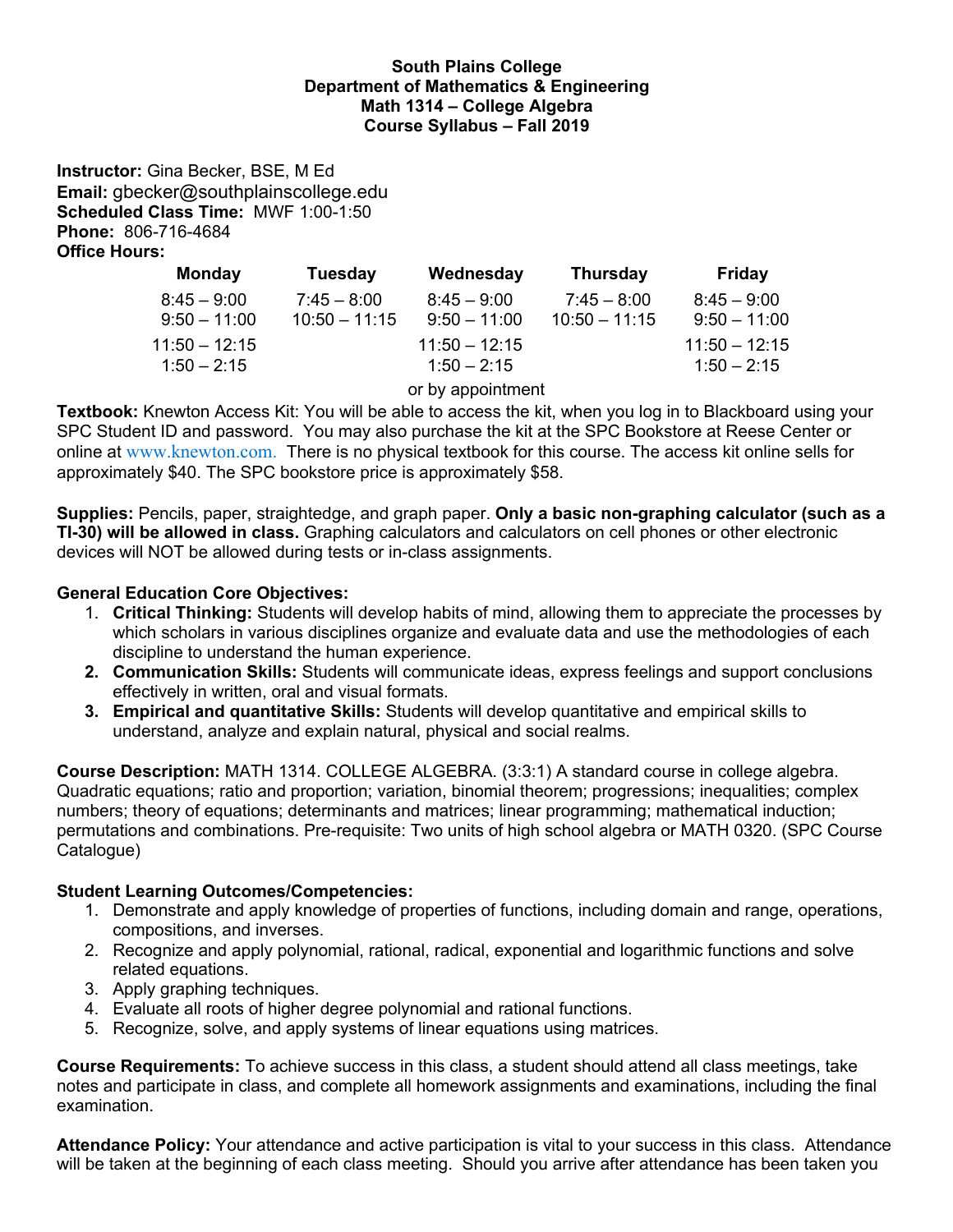**South Plains College**
**Department of Mathematics & Engineering**
**Math 1314 – College Algebra**
**Course Syllabus – Fall 2019**

**Instructor:** Gina Becker, BSE, M Ed
**Email:** gbecker@southplainscollege.edu
**Scheduled Class Time:** MWF 1:00-1:50
**Phone:** 806-716-4684
**Office Hours:**

| Monday | Tuesday | Wednesday | Thursday | Friday |
|---|---|---|---|---|
| 8:45 – 9:00 | 7:45 – 8:00 | 8:45 – 9:00 | 7:45 – 8:00 | 8:45 – 9:00 |
| 9:50 – 11:00 | 10:50 – 11:15 | 9:50 – 11:00 | 10:50 – 11:15 | 9:50 – 11:00 |
| 11:50 – 12:15 | | 11:50 – 12:15 | | 11:50 – 12:15 |
| 1:50 – 2:15 | | 1:50 – 2:15 | | 1:50 – 2:15 |

or by appointment

**Textbook:** Knewton Access Kit: You will be able to access the kit, when you log in to Blackboard using your SPC Student ID and password. You may also purchase the kit at the SPC Bookstore at Reese Center or online at www.knewton.com. There is no physical textbook for this course. The access kit online sells for approximately $40. The SPC bookstore price is approximately $58.

**Supplies:** Pencils, paper, straightedge, and graph paper. **Only a basic non-graphing calculator (such as a TI-30) will be allowed in class.** Graphing calculators and calculators on cell phones or other electronic devices will NOT be allowed during tests or in-class assignments.

**General Education Core Objectives:**

1. **Critical Thinking:** Students will develop habits of mind, allowing them to appreciate the processes by which scholars in various disciplines organize and evaluate data and use the methodologies of each discipline to understand the human experience.
2. **Communication Skills:** Students will communicate ideas, express feelings and support conclusions effectively in written, oral and visual formats.
3. **Empirical and quantitative Skills:** Students will develop quantitative and empirical skills to understand, analyze and explain natural, physical and social realms.

**Course Description:** MATH 1314. COLLEGE ALGEBRA. (3:3:1) A standard course in college algebra. Quadratic equations; ratio and proportion; variation, binomial theorem; progressions; inequalities; complex numbers; theory of equations; determinants and matrices; linear programming; mathematical induction; permutations and combinations. Pre-requisite: Two units of high school algebra or MATH 0320. (SPC Course Catalogue)

**Student Learning Outcomes/Competencies:**

1. Demonstrate and apply knowledge of properties of functions, including domain and range, operations, compositions, and inverses.
2. Recognize and apply polynomial, rational, radical, exponential and logarithmic functions and solve related equations.
3. Apply graphing techniques.
4. Evaluate all roots of higher degree polynomial and rational functions.
5. Recognize, solve, and apply systems of linear equations using matrices.

**Course Requirements:** To achieve success in this class, a student should attend all class meetings, take notes and participate in class, and complete all homework assignments and examinations, including the final examination.

**Attendance Policy:** Your attendance and active participation is vital to your success in this class. Attendance will be taken at the beginning of each class meeting. Should you arrive after attendance has been taken you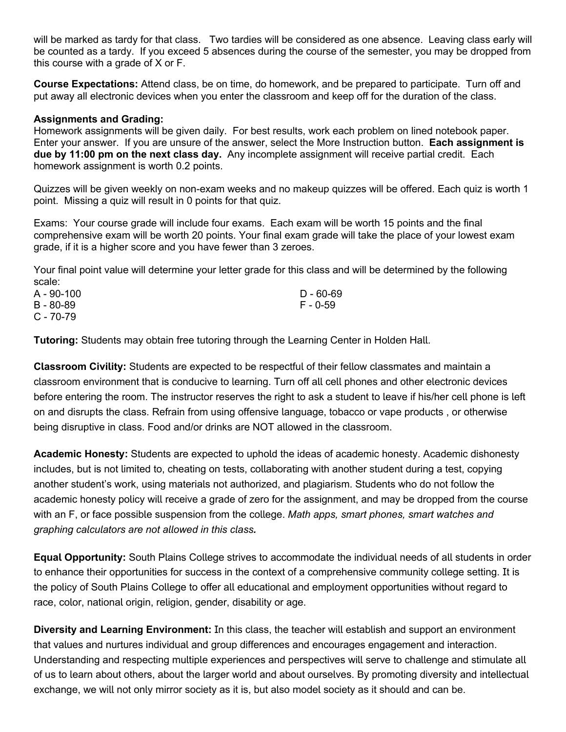will be marked as tardy for that class. Two tardies will be considered as one absence. Leaving class early will be counted as a tardy. If you exceed 5 absences during the course of the semester, you may be dropped from this course with a grade of X or F.

**Course Expectations:** Attend class, be on time, do homework, and be prepared to participate. Turn off and put away all electronic devices when you enter the classroom and keep off for the duration of the class.

**Assignments and Grading:**
Homework assignments will be given daily. For best results, work each problem on lined notebook paper. Enter your answer. If you are unsure of the answer, select the More Instruction button. **Each assignment is due by 11:00 pm on the next class day.** Any incomplete assignment will receive partial credit. Each homework assignment is worth 0.2 points.

Quizzes will be given weekly on non-exam weeks and no makeup quizzes will be offered. Each quiz is worth 1 point. Missing a quiz will result in 0 points for that quiz.

Exams: Your course grade will include four exams. Each exam will be worth 15 points and the final comprehensive exam will be worth 20 points. Your final exam grade will take the place of your lowest exam grade, if it is a higher score and you have fewer than 3 zeroes.

Your final point value will determine your letter grade for this class and will be determined by the following scale:

A - 90-100
B - 80-89
C - 70-79
D - 60-69
F - 0-59

**Tutoring:** Students may obtain free tutoring through the Learning Center in Holden Hall.

**Classroom Civility:** Students are expected to be respectful of their fellow classmates and maintain a classroom environment that is conducive to learning. Turn off all cell phones and other electronic devices before entering the room. The instructor reserves the right to ask a student to leave if his/her cell phone is left on and disrupts the class. Refrain from using offensive language, tobacco or vape products , or otherwise being disruptive in class. Food and/or drinks are NOT allowed in the classroom.

**Academic Honesty:** Students are expected to uphold the ideas of academic honesty. Academic dishonesty includes, but is not limited to, cheating on tests, collaborating with another student during a test, copying another student's work, using materials not authorized, and plagiarism. Students who do not follow the academic honesty policy will receive a grade of zero for the assignment, and may be dropped from the course with an F, or face possible suspension from the college. *Math apps, smart phones, smart watches and graphing calculators are not allowed in this class.*

**Equal Opportunity:** South Plains College strives to accommodate the individual needs of all students in order to enhance their opportunities for success in the context of a comprehensive community college setting. It is the policy of South Plains College to offer all educational and employment opportunities without regard to race, color, national origin, religion, gender, disability or age.

**Diversity and Learning Environment:** In this class, the teacher will establish and support an environment that values and nurtures individual and group differences and encourages engagement and interaction. Understanding and respecting multiple experiences and perspectives will serve to challenge and stimulate all of us to learn about others, about the larger world and about ourselves. By promoting diversity and intellectual exchange, we will not only mirror society as it is, but also model society as it should and can be.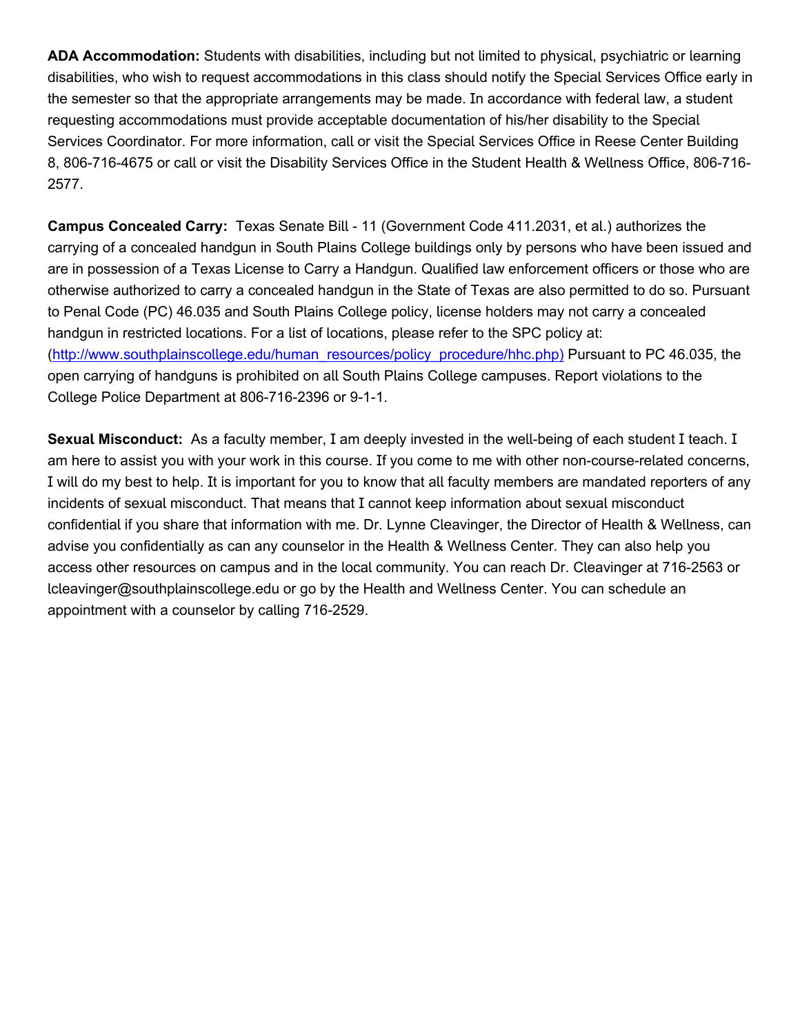**ADA Accommodation:** Students with disabilities, including but not limited to physical, psychiatric or learning disabilities, who wish to request accommodations in this class should notify the Special Services Office early in the semester so that the appropriate arrangements may be made. In accordance with federal law, a student requesting accommodations must provide acceptable documentation of his/her disability to the Special Services Coordinator. For more information, call or visit the Special Services Office in Reese Center Building 8, 806-716-4675 or call or visit the Disability Services Office in the Student Health & Wellness Office, 806-716-2577.

**Campus Concealed Carry:** Texas Senate Bill - 11 (Government Code 411.2031, et al.) authorizes the carrying of a concealed handgun in South Plains College buildings only by persons who have been issued and are in possession of a Texas License to Carry a Handgun. Qualified law enforcement officers or those who are otherwise authorized to carry a concealed handgun in the State of Texas are also permitted to do so. Pursuant to Penal Code (PC) 46.035 and South Plains College policy, license holders may not carry a concealed handgun in restricted locations. For a list of locations, please refer to the SPC policy at: (http://www.southplainscollege.edu/human_resources/policy_procedure/hhc.php) Pursuant to PC 46.035, the open carrying of handguns is prohibited on all South Plains College campuses. Report violations to the College Police Department at 806-716-2396 or 9-1-1.

**Sexual Misconduct:** As a faculty member, I am deeply invested in the well-being of each student I teach. I am here to assist you with your work in this course. If you come to me with other non-course-related concerns, I will do my best to help. It is important for you to know that all faculty members are mandated reporters of any incidents of sexual misconduct. That means that I cannot keep information about sexual misconduct confidential if you share that information with me. Dr. Lynne Cleavinger, the Director of Health & Wellness, can advise you confidentially as can any counselor in the Health & Wellness Center. They can also help you access other resources on campus and in the local community. You can reach Dr. Cleavinger at 716-2563 or lcleavinger@southplainscollege.edu or go by the Health and Wellness Center. You can schedule an appointment with a counselor by calling 716-2529.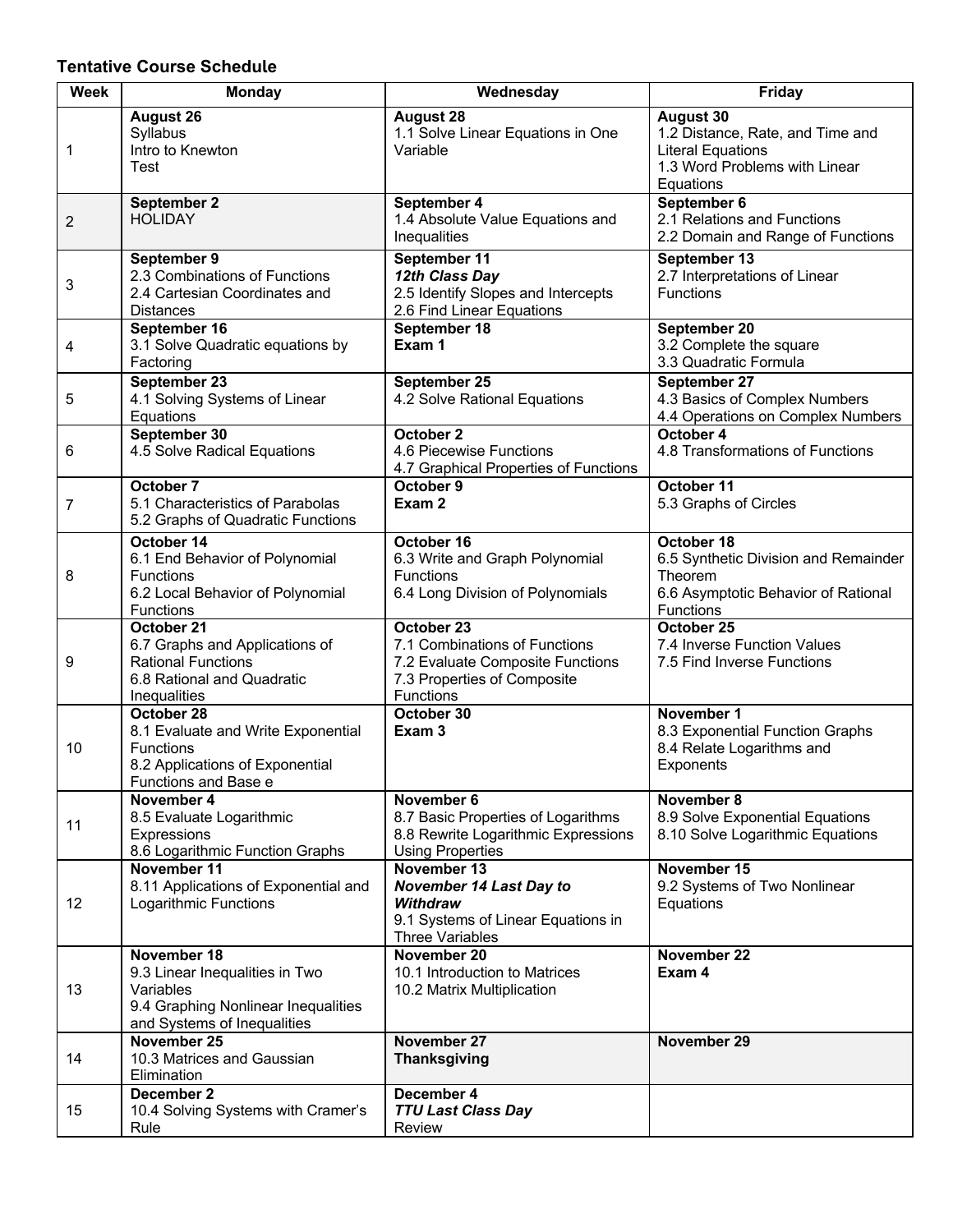**Tentative Course Schedule**

| Week | Monday | Wednesday | Friday |
|---|---|---|---|
| 1 | **August 26**<br>Syllabus<br>Intro to Knewton<br>Test | **August 28**<br>1.1 Solve Linear Equations in One Variable | **August 30**<br>1.2 Distance, Rate, and Time and Literal Equations<br>1.3 Word Problems with Linear Equations |
| 2 | **September 2**<br>HOLIDAY | **September 4**<br>1.4 Absolute Value Equations and Inequalities | **September 6**<br>2.1 Relations and Functions<br>2.2 Domain and Range of Functions |
| 3 | **September 9**<br>2.3 Combinations of Functions<br>2.4 Cartesian Coordinates and Distances | **September 11**<br>***12th Class Day***<br>2.5 Identify Slopes and Intercepts<br>2.6 Find Linear Equations | **September 13**<br>2.7 Interpretations of Linear Functions |
| 4 | **September 16**<br>3.1 Solve Quadratic equations by Factoring | **September 18**<br>**Exam 1** | **September 20**<br>3.2 Complete the square<br>3.3 Quadratic Formula |
| 5 | **September 23**<br>4.1 Solving Systems of Linear Equations | **September 25**<br>4.2 Solve Rational Equations | **September 27**<br>4.3 Basics of Complex Numbers<br>4.4 Operations on Complex Numbers |
| 6 | **September 30**<br>4.5 Solve Radical Equations | **October 2**<br>4.6 Piecewise Functions<br>4.7 Graphical Properties of Functions | **October 4**<br>4.8 Transformations of Functions |
| 7 | **October 7**<br>5.1 Characteristics of Parabolas<br>5.2 Graphs of Quadratic Functions | **October 9**<br>**Exam 2** | **October 11**<br>5.3 Graphs of Circles |
| 8 | **October 14**<br>6.1 End Behavior of Polynomial Functions<br>6.2 Local Behavior of Polynomial Functions | **October 16**<br>6.3 Write and Graph Polynomial Functions<br>6.4 Long Division of Polynomials | **October 18**<br>6.5 Synthetic Division and Remainder Theorem<br>6.6 Asymptotic Behavior of Rational Functions |
| 9 | **October 21**<br>6.7 Graphs and Applications of Rational Functions<br>6.8 Rational and Quadratic Inequalities | **October 23**<br>7.1 Combinations of Functions<br>7.2 Evaluate Composite Functions<br>7.3 Properties of Composite Functions | **October 25**<br>7.4 Inverse Function Values<br>7.5 Find Inverse Functions |
| 10 | **October 28**<br>8.1 Evaluate and Write Exponential Functions<br>8.2 Applications of Exponential Functions and Base e | **October 30**<br>**Exam 3** | **November 1**<br>8.3 Exponential Function Graphs<br>8.4 Relate Logarithms and Exponents |
| 11 | **November 4**<br>8.5 Evaluate Logarithmic Expressions<br>8.6 Logarithmic Function Graphs | **November 6**<br>8.7 Basic Properties of Logarithms<br>8.8 Rewrite Logarithmic Expressions Using Properties | **November 8**<br>8.9 Solve Exponential Equations<br>8.10 Solve Logarithmic Equations |
| 12 | **November 11**<br>8.11 Applications of Exponential and Logarithmic Functions | **November 13**<br>***November 14 Last Day to Withdraw***<br>9.1 Systems of Linear Equations in Three Variables | **November 15**<br>9.2 Systems of Two Nonlinear Equations |
| 13 | **November 18**<br>9.3 Linear Inequalities in Two Variables<br>9.4 Graphing Nonlinear Inequalities and Systems of Inequalities | **November 20**<br>10.1 Introduction to Matrices<br>10.2 Matrix Multiplication | **November 22**<br>**Exam 4** |
| 14 | **November 25**<br>10.3 Matrices and Gaussian Elimination | **November 27**<br>**Thanksgiving** | **November 29** |
| 15 | **December 2**<br>10.4 Solving Systems with Cramer's Rule | **December 4**<br>***TTU Last Class Day***<br>Review | |